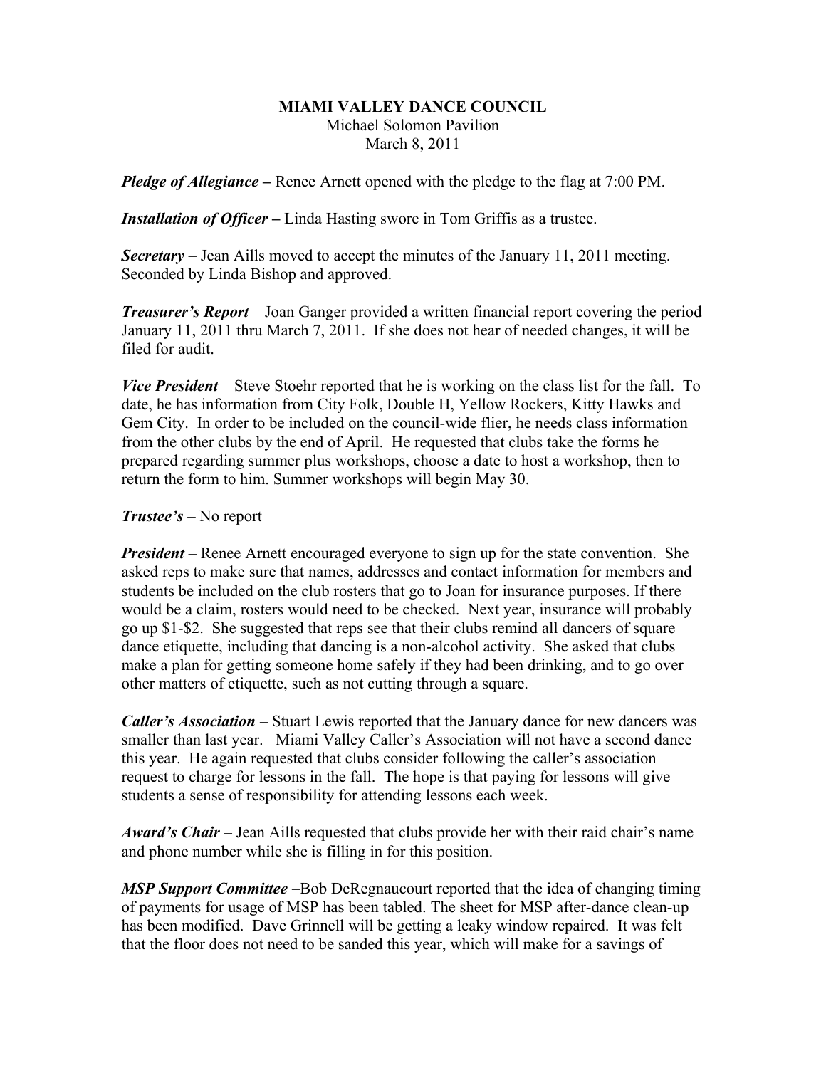**MIAMI VALLEY DANCE COUNCIL**

Michael Solomon Pavilion

March 8, 2011

***Pledge of Allegiance* –** Renee Arnett opened with the pledge to the flag at 7:00 PM.

***Installation of Officer* –** Linda Hasting swore in Tom Griffis as a trustee.

***Secretary*** – Jean Aills moved to accept the minutes of the January 11, 2011 meeting. Seconded by Linda Bishop and approved.

***Treasurer's Report*** – Joan Ganger provided a written financial report covering the period January 11, 2011 thru March 7, 2011. If she does not hear of needed changes, it will be filed for audit.

***Vice President*** – Steve Stoehr reported that he is working on the class list for the fall. To date, he has information from City Folk, Double H, Yellow Rockers, Kitty Hawks and Gem City. In order to be included on the council-wide flier, he needs class information from the other clubs by the end of April. He requested that clubs take the forms he prepared regarding summer plus workshops, choose a date to host a workshop, then to return the form to him. Summer workshops will begin May 30.

***Trustee's*** – No report

***President*** – Renee Arnett encouraged everyone to sign up for the state convention. She asked reps to make sure that names, addresses and contact information for members and students be included on the club rosters that go to Joan for insurance purposes. If there would be a claim, rosters would need to be checked. Next year, insurance will probably go up \$1-\$2. She suggested that reps see that their clubs remind all dancers of square dance etiquette, including that dancing is a non-alcohol activity. She asked that clubs make a plan for getting someone home safely if they had been drinking, and to go over other matters of etiquette, such as not cutting through a square.

***Caller's Association*** – Stuart Lewis reported that the January dance for new dancers was smaller than last year. Miami Valley Caller's Association will not have a second dance this year. He again requested that clubs consider following the caller's association request to charge for lessons in the fall. The hope is that paying for lessons will give students a sense of responsibility for attending lessons each week.

***Award's Chair*** – Jean Aills requested that clubs provide her with their raid chair's name and phone number while she is filling in for this position.

***MSP Support Committee*** –Bob DeRegnaucourt reported that the idea of changing timing of payments for usage of MSP has been tabled. The sheet for MSP after-dance clean-up has been modified. Dave Grinnell will be getting a leaky window repaired. It was felt that the floor does not need to be sanded this year, which will make for a savings of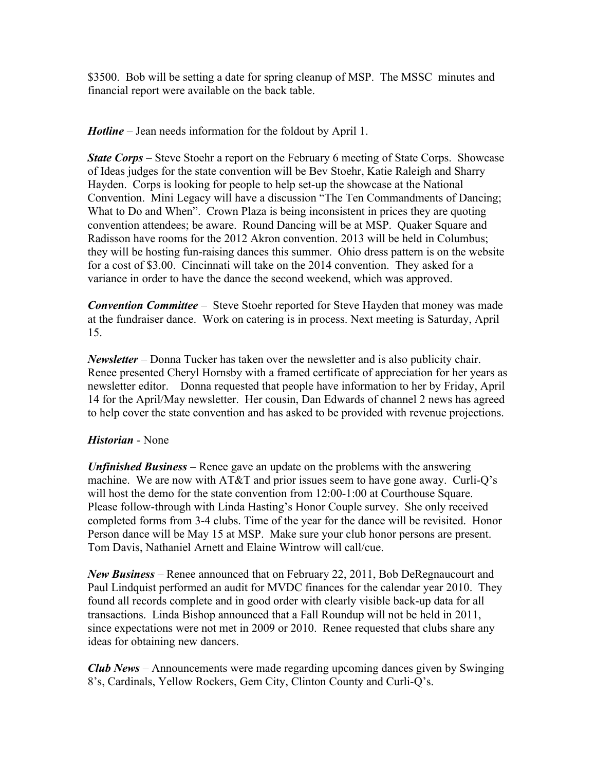$3500. Bob will be setting a date for spring cleanup of MSP. The MSSC minutes and financial report were available on the back table.

***Hotline*** – Jean needs information for the foldout by April 1.

***State Corps*** – Steve Stoehr a report on the February 6 meeting of State Corps. Showcase of Ideas judges for the state convention will be Bev Stoehr, Katie Raleigh and Sharry Hayden. Corps is looking for people to help set-up the showcase at the National Convention. Mini Legacy will have a discussion "The Ten Commandments of Dancing; What to Do and When". Crown Plaza is being inconsistent in prices they are quoting convention attendees; be aware. Round Dancing will be at MSP. Quaker Square and Radisson have rooms for the 2012 Akron convention. 2013 will be held in Columbus; they will be hosting fun-raising dances this summer. Ohio dress pattern is on the website for a cost of $3.00. Cincinnati will take on the 2014 convention. They asked for a variance in order to have the dance the second weekend, which was approved.

***Convention Committee*** – Steve Stoehr reported for Steve Hayden that money was made at the fundraiser dance. Work on catering is in process. Next meeting is Saturday, April 15.

***Newsletter*** – Donna Tucker has taken over the newsletter and is also publicity chair. Renee presented Cheryl Hornsby with a framed certificate of appreciation for her years as newsletter editor. Donna requested that people have information to her by Friday, April 14 for the April/May newsletter. Her cousin, Dan Edwards of channel 2 news has agreed to help cover the state convention and has asked to be provided with revenue projections.

***Historian*** - None

***Unfinished Business*** – Renee gave an update on the problems with the answering machine. We are now with AT&T and prior issues seem to have gone away. Curli-Q's will host the demo for the state convention from 12:00-1:00 at Courthouse Square. Please follow-through with Linda Hasting's Honor Couple survey. She only received completed forms from 3-4 clubs. Time of the year for the dance will be revisited. Honor Person dance will be May 15 at MSP. Make sure your club honor persons are present. Tom Davis, Nathaniel Arnett and Elaine Wintrow will call/cue.

***New Business*** – Renee announced that on February 22, 2011, Bob DeRegnaucourt and Paul Lindquist performed an audit for MVDC finances for the calendar year 2010. They found all records complete and in good order with clearly visible back-up data for all transactions. Linda Bishop announced that a Fall Roundup will not be held in 2011, since expectations were not met in 2009 or 2010. Renee requested that clubs share any ideas for obtaining new dancers.

***Club News*** – Announcements were made regarding upcoming dances given by Swinging 8's, Cardinals, Yellow Rockers, Gem City, Clinton County and Curli-Q's.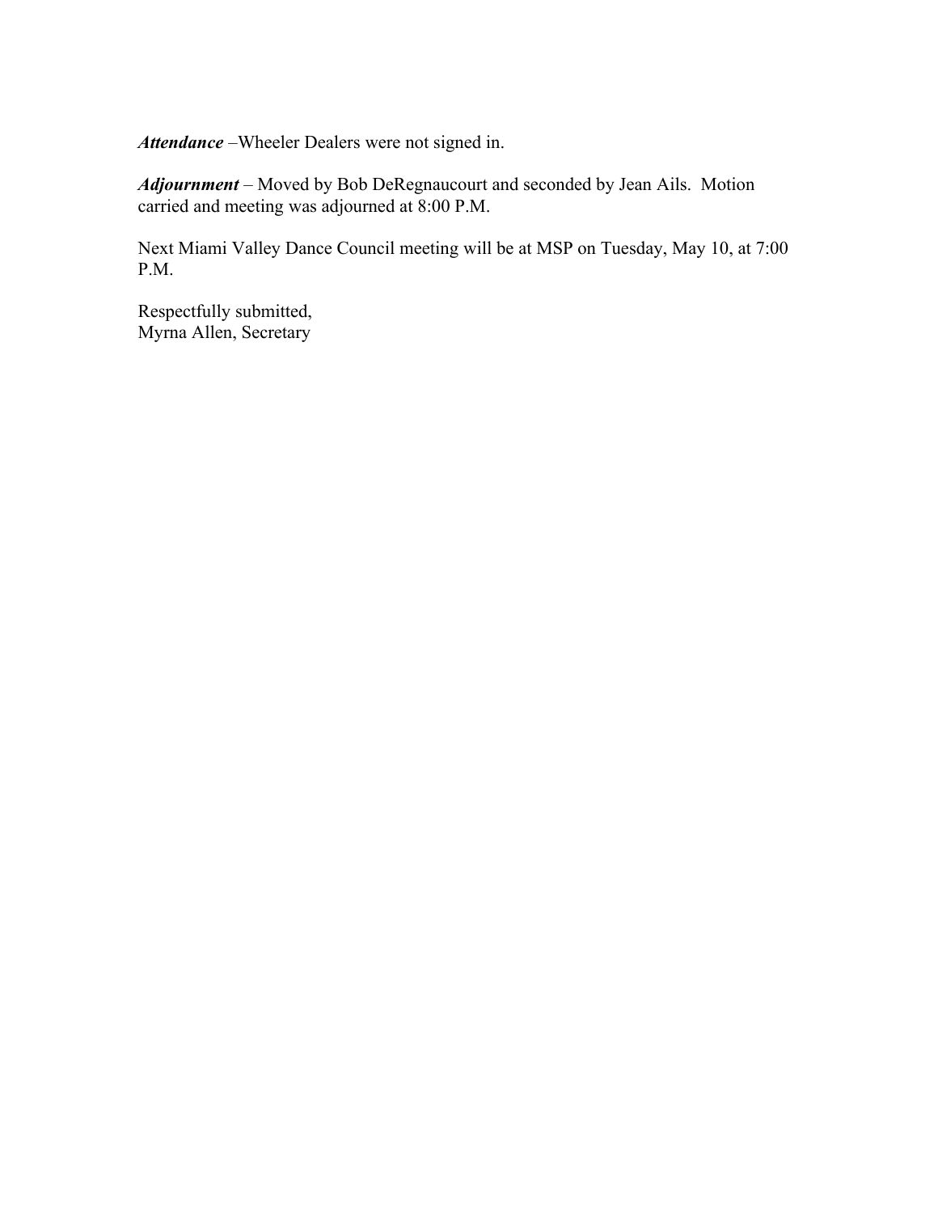***Attendance*** –Wheeler Dealers were not signed in.

***Adjournment*** – Moved by Bob DeRegnaucourt and seconded by Jean Ails. Motion carried and meeting was adjourned at 8:00 P.M.

Next Miami Valley Dance Council meeting will be at MSP on Tuesday, May 10, at 7:00 P.M.

Respectfully submitted,
Myrna Allen, Secretary